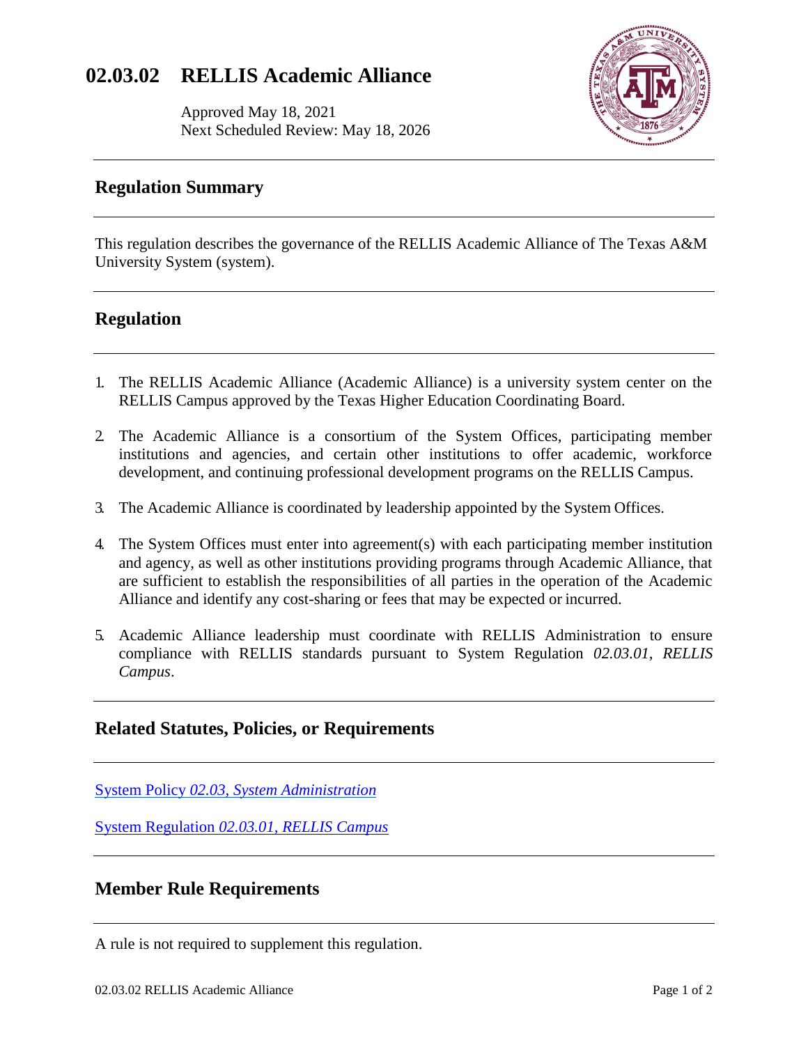# 02.03.02 RELLIS Academic Alliance

Approved May 18, 2021
Next Scheduled Review: May 18, 2026

## Regulation Summary

This regulation describes the governance of the RELLIS Academic Alliance of The Texas A&M University System (system).

## Regulation

1. The RELLIS Academic Alliance (Academic Alliance) is a university system center on the RELLIS Campus approved by the Texas Higher Education Coordinating Board.

2. The Academic Alliance is a consortium of the System Offices, participating member institutions and agencies, and certain other institutions to offer academic, workforce development, and continuing professional development programs on the RELLIS Campus.

3. The Academic Alliance is coordinated by leadership appointed by the System Offices.

4. The System Offices must enter into agreement(s) with each participating member institution and agency, as well as other institutions providing programs through Academic Alliance, that are sufficient to establish the responsibilities of all parties in the operation of the Academic Alliance and identify any cost-sharing or fees that may be expected or incurred.

5. Academic Alliance leadership must coordinate with RELLIS Administration to ensure compliance with RELLIS standards pursuant to System Regulation *02.03.01, RELLIS Campus*.

## Related Statutes, Policies, or Requirements

System Policy *02.03, System Administration*

System Regulation *02.03.01, RELLIS Campus*

## Member Rule Requirements

A rule is not required to supplement this regulation.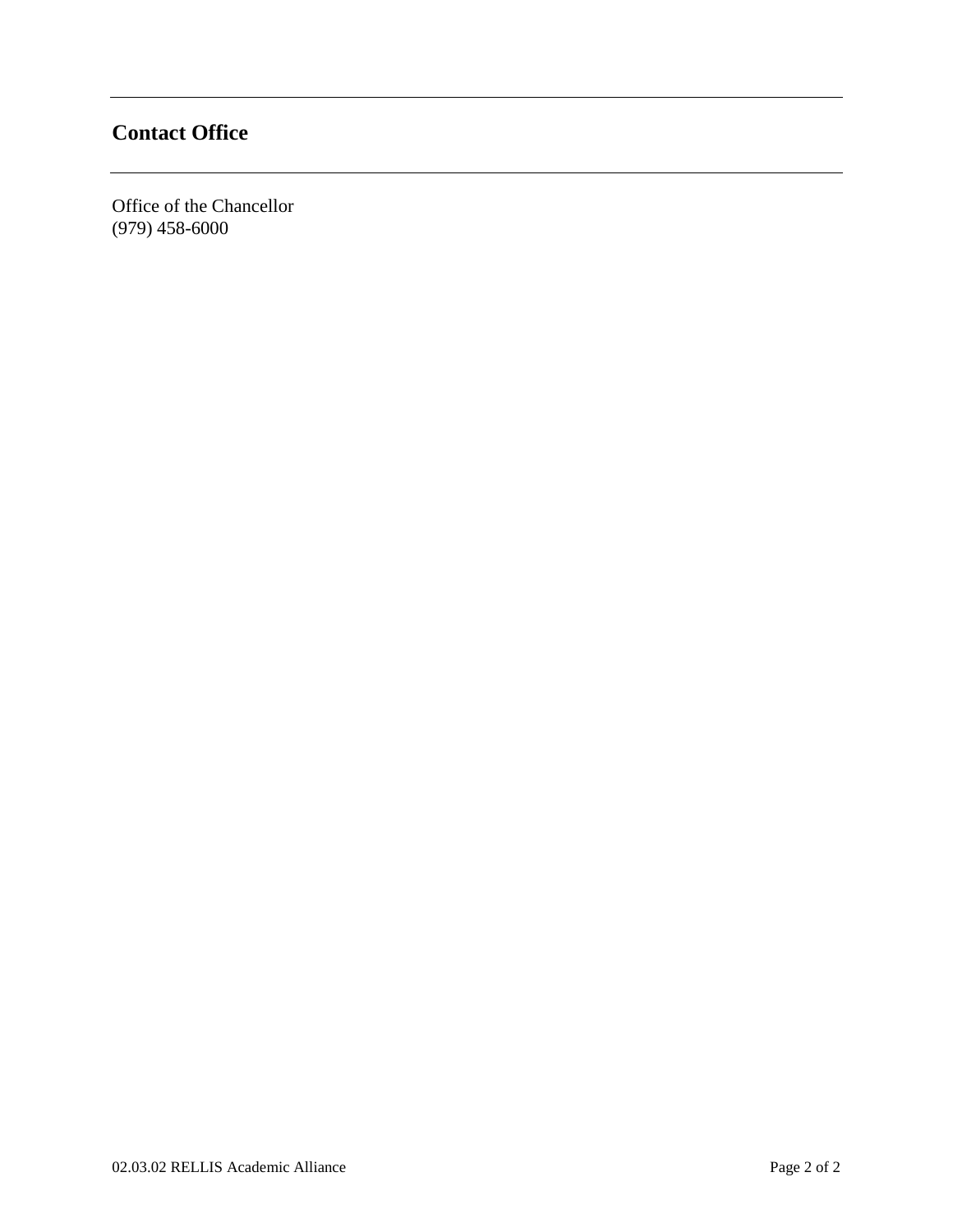## Contact Office

Office of the Chancellor
(979) 458-6000